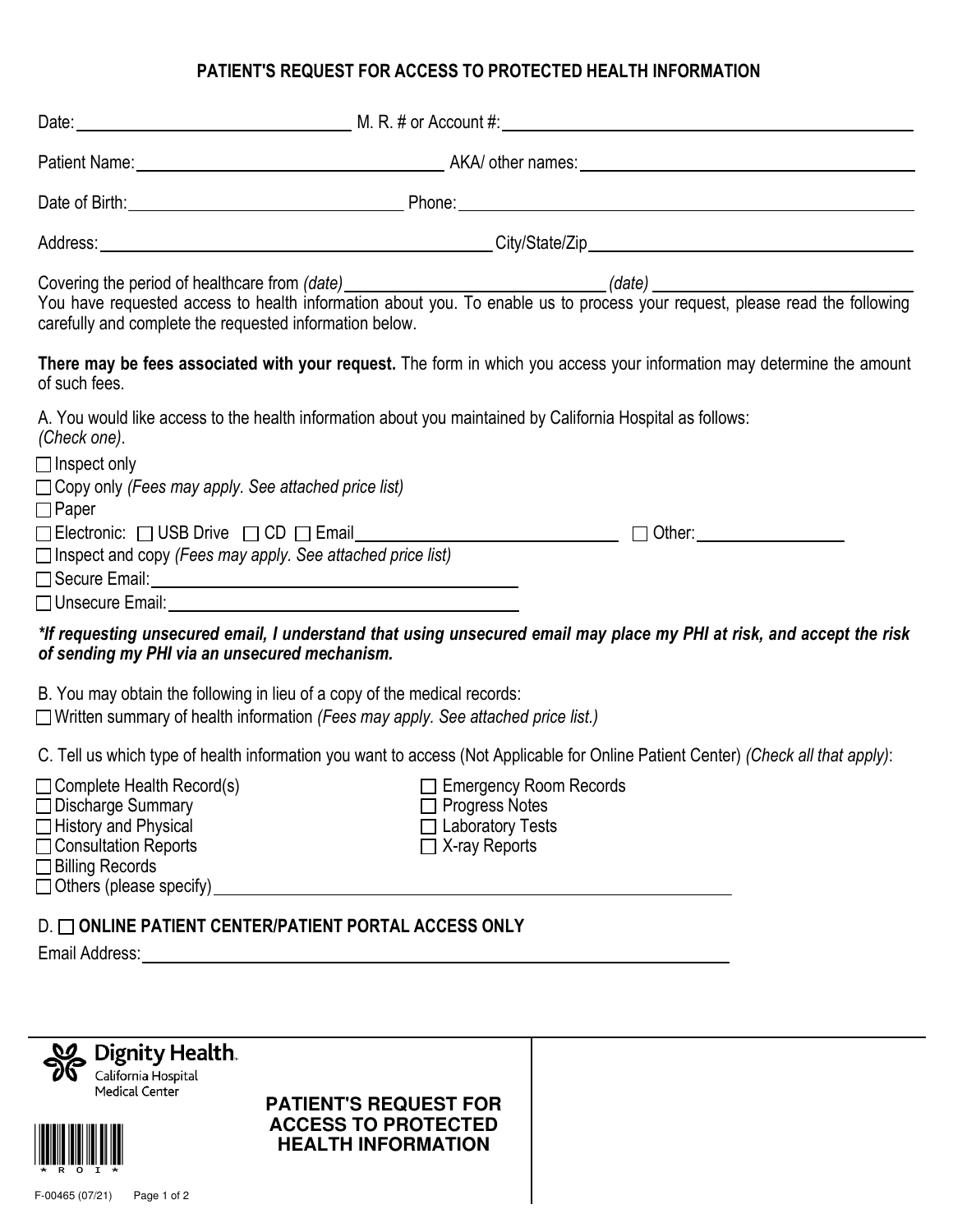# PATIENT'S REQUEST FOR ACCESS TO PROTECTED HEALTH INFORMATION

Date: ______________________ M. R. # or Account #: ______________________

Patient Name: ______________________ AKA/ other names: ______________________

Date of Birth: ______________________ Phone: ______________________

Address: ______________________ City/State/Zip ______________________

Covering the period of healthcare from *(date)* ______________________ *(date)* ______________________

You have requested access to health information about you. To enable us to process your request, please read the following carefully and complete the requested information below.

**There may be fees associated with your request.** The form in which you access your information may determine the amount of such fees.

A. You would like access to the health information about you maintained by California Hospital as follows: *(Check one)*.

- ☐ Inspect only
- ☐ Copy only *(Fees may apply. See attached price list)*
- ☐ Paper
- ☐ Electronic: ☐ USB Drive ☐ CD ☐ Email ______________________ ☐ Other: __________
- ☐ Inspect and copy *(Fees may apply. See attached price list)*
- ☐ Secure Email: ______________________
- ☐ Unsecure Email: ______________________

***If requesting unsecured email, I understand that using unsecured email may place my PHI at risk, and accept the risk of sending my PHI via an unsecured mechanism.***

B. You may obtain the following in lieu of a copy of the medical records:

- ☐ Written summary of health information *(Fees may apply. See attached price list.)*

C. Tell us which type of health information you want to access (Not Applicable for Online Patient Center) *(Check all that apply)*:

- ☐ Complete Health Record(s)
- ☐ Discharge Summary
- ☐ History and Physical
- ☐ Consultation Reports
- ☐ Billing Records
- ☐ Emergency Room Records
- ☐ Progress Notes
- ☐ Laboratory Tests
- ☐ X-ray Reports
- ☐ Others (please specify) ______________________

D. ☐ **ONLINE PATIENT CENTER/PATIENT PORTAL ACCESS ONLY**

Email Address: ______________________

Dignity Health.
California Hospital
Medical Center

\* R O I \*

**PATIENT'S REQUEST FOR ACCESS TO PROTECTED HEALTH INFORMATION**

F-00465 (07/21)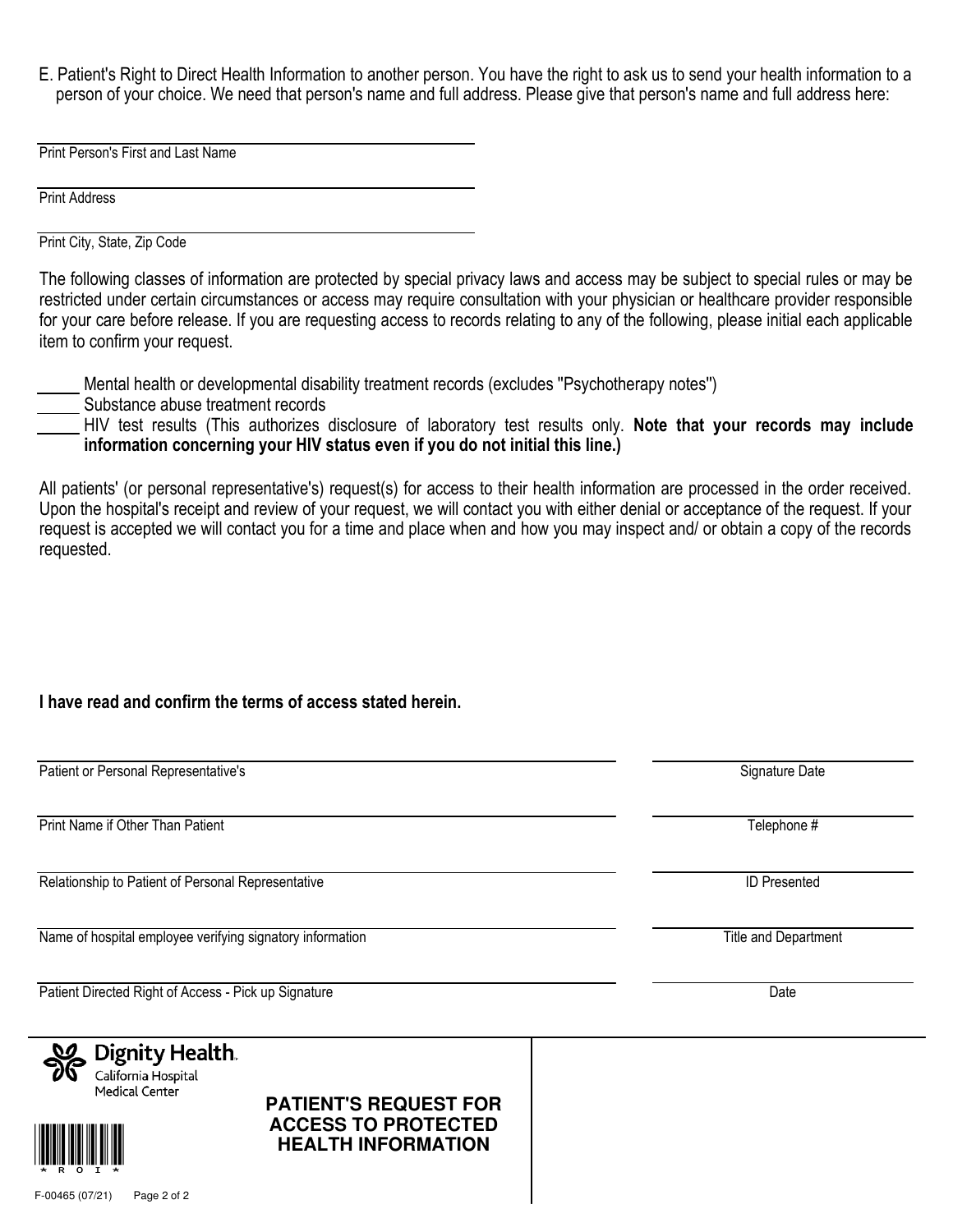E. Patient's Right to Direct Health Information to another person. You have the right to ask us to send your health information to a person of your choice. We need that person's name and full address. Please give that person's name and full address here:

______________________________
Print Person's First and Last Name

______________________________
Print Address

______________________________
Print City, State, Zip Code

The following classes of information are protected by special privacy laws and access may be subject to special rules or may be restricted under certain circumstances or access may require consultation with your physician or healthcare provider responsible for your care before release. If you are requesting access to records relating to any of the following, please initial each applicable item to confirm your request.

_____ Mental health or developmental disability treatment records (excludes "Psychotherapy notes")
_____ Substance abuse treatment records
_____ HIV test results (This authorizes disclosure of laboratory test results only. **Note that your records may include information concerning your HIV status even if you do not initial this line.)**

All patients' (or personal representative's) request(s) for access to their health information are processed in the order received. Upon the hospital's receipt and review of your request, we will contact you with either denial or acceptance of the request. If your request is accepted we will contact you for a time and place when and how you may inspect and/ or obtain a copy of the records requested.

**I have read and confirm the terms of access stated herein.**

| | |
|---|---|
| Patient or Personal Representative's | Signature Date |
| Print Name if Other Than Patient | Telephone # |
| Relationship to Patient of Personal Representative | ID Presented |
| Name of hospital employee verifying signatory information | Title and Department |
| Patient Directed Right of Access - Pick up Signature | Date |

Dignity Health
California Hospital
Medical Center

\* R O I \*

**PATIENT'S REQUEST FOR ACCESS TO PROTECTED HEALTH INFORMATION**

F-00465 (07/21)